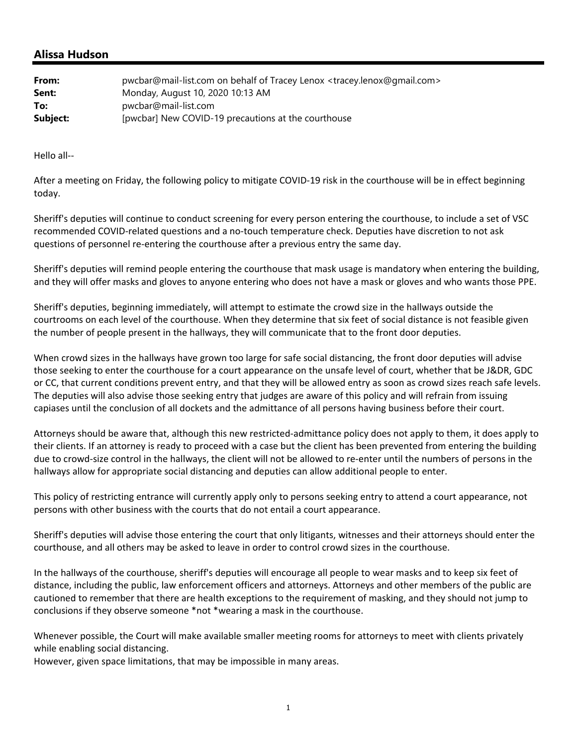## Alissa Hudson

| | |
|---|---|
| **From:** | pwcbar@mail-list.com on behalf of Tracey Lenox <tracey.lenox@gmail.com> |
| **Sent:** | Monday, August 10, 2020 10:13 AM |
| **To:** | pwcbar@mail-list.com |
| **Subject:** | [pwcbar] New COVID-19 precautions at the courthouse |

Hello all--

After a meeting on Friday, the following policy to mitigate COVID-19 risk in the courthouse will be in effect beginning today.

Sheriff's deputies will continue to conduct screening for every person entering the courthouse, to include a set of VSC recommended COVID-related questions and a no-touch temperature check. Deputies have discretion to not ask questions of personnel re-entering the courthouse after a previous entry the same day.

Sheriff's deputies will remind people entering the courthouse that mask usage is mandatory when entering the building, and they will offer masks and gloves to anyone entering who does not have a mask or gloves and who wants those PPE.

Sheriff's deputies, beginning immediately, will attempt to estimate the crowd size in the hallways outside the courtrooms on each level of the courthouse. When they determine that six feet of social distance is not feasible given the number of people present in the hallways, they will communicate that to the front door deputies.

When crowd sizes in the hallways have grown too large for safe social distancing, the front door deputies will advise those seeking to enter the courthouse for a court appearance on the unsafe level of court, whether that be J&DR, GDC or CC, that current conditions prevent entry, and that they will be allowed entry as soon as crowd sizes reach safe levels. The deputies will also advise those seeking entry that judges are aware of this policy and will refrain from issuing capiases until the conclusion of all dockets and the admittance of all persons having business before their court.

Attorneys should be aware that, although this new restricted-admittance policy does not apply to them, it does apply to their clients. If an attorney is ready to proceed with a case but the client has been prevented from entering the building due to crowd-size control in the hallways, the client will not be allowed to re-enter until the numbers of persons in the hallways allow for appropriate social distancing and deputies can allow additional people to enter.

This policy of restricting entrance will currently apply only to persons seeking entry to attend a court appearance, not persons with other business with the courts that do not entail a court appearance.

Sheriff's deputies will advise those entering the court that only litigants, witnesses and their attorneys should enter the courthouse, and all others may be asked to leave in order to control crowd sizes in the courthouse.

In the hallways of the courthouse, sheriff's deputies will encourage all people to wear masks and to keep six feet of distance, including the public, law enforcement officers and attorneys. Attorneys and other members of the public are cautioned to remember that there are health exceptions to the requirement of masking, and they should not jump to conclusions if they observe someone *not *wearing a mask in the courthouse.

Whenever possible, the Court will make available smaller meeting rooms for attorneys to meet with clients privately while enabling social distancing.
However, given space limitations, that may be impossible in many areas.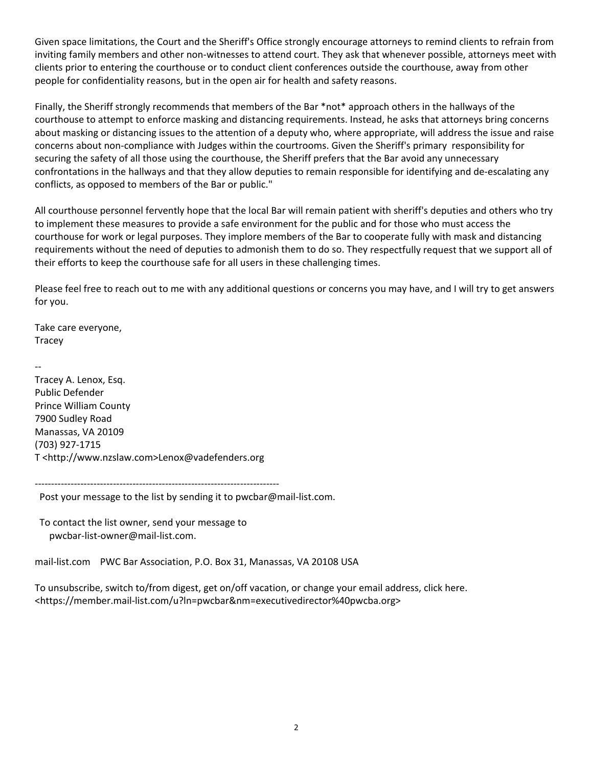Given space limitations, the Court and the Sheriff's Office strongly encourage attorneys to remind clients to refrain from inviting family members and other non-witnesses to attend court. They ask that whenever possible, attorneys meet with clients prior to entering the courthouse or to conduct client conferences outside the courthouse, away from other people for confidentiality reasons, but in the open air for health and safety reasons.

Finally, the Sheriff strongly recommends that members of the Bar *not* approach others in the hallways of the courthouse to attempt to enforce masking and distancing requirements. Instead, he asks that attorneys bring concerns about masking or distancing issues to the attention of a deputy who, where appropriate, will address the issue and raise concerns about non-compliance with Judges within the courtrooms. Given the Sheriff's primary responsibility for securing the safety of all those using the courthouse, the Sheriff prefers that the Bar avoid any unnecessary confrontations in the hallways and that they allow deputies to remain responsible for identifying and de-escalating any conflicts, as opposed to members of the Bar or public."

All courthouse personnel fervently hope that the local Bar will remain patient with sheriff's deputies and others who try to implement these measures to provide a safe environment for the public and for those who must access the courthouse for work or legal purposes. They implore members of the Bar to cooperate fully with mask and distancing requirements without the need of deputies to admonish them to do so. They respectfully request that we support all of their efforts to keep the courthouse safe for all users in these challenging times.

Please feel free to reach out to me with any additional questions or concerns you may have, and I will try to get answers for you.

Take care everyone,
Tracey

--
Tracey A. Lenox, Esq.
Public Defender
Prince William County
7900 Sudley Road
Manassas, VA 20109
(703) 927-1715
T <http://www.nzslaw.com>Lenox@vadefenders.org

---------------------------------------------------------------------------

Post your message to the list by sending it to pwcbar@mail-list.com.

To contact the list owner, send your message to
pwcbar-list-owner@mail-list.com.

mail-list.com PWC Bar Association, P.O. Box 31, Manassas, VA 20108 USA

To unsubscribe, switch to/from digest, get on/off vacation, or change your email address, click here.
<https://member.mail-list.com/u?ln=pwcbar&nm=executivedirector%40pwcba.org>